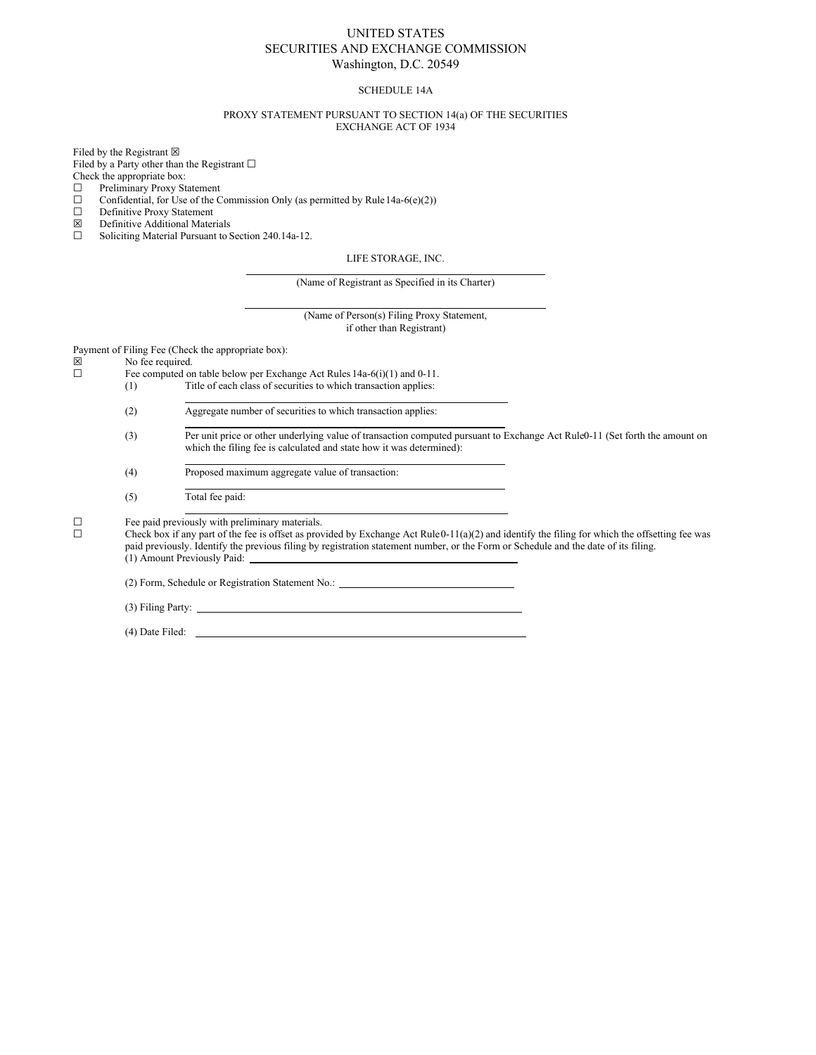UNITED STATES
SECURITIES AND EXCHANGE COMMISSION
Washington, D.C. 20549

SCHEDULE 14A

PROXY STATEMENT PURSUANT TO SECTION 14(a) OF THE SECURITIES EXCHANGE ACT OF 1934

Filed by the Registrant ☒
Filed by a Party other than the Registrant ☐
Check the appropriate box:

☐ Preliminary Proxy Statement
☐ Confidential, for Use of the Commission Only (as permitted by Rule 14a-6(e)(2))
☐ Definitive Proxy Statement
☒ Definitive Additional Materials
☐ Soliciting Material Pursuant to Section 240.14a-12.

LIFE STORAGE, INC.

(Name of Registrant as Specified in its Charter)

(Name of Person(s) Filing Proxy Statement, if other than Registrant)

Payment of Filing Fee (Check the appropriate box):

☒ No fee required.
☐ Fee computed on table below per Exchange Act Rules 14a-6(i)(1) and 0-11.
(1) Title of each class of securities to which transaction applies:
(2) Aggregate number of securities to which transaction applies:
(3) Per unit price or other underlying value of transaction computed pursuant to Exchange Act Rule 0-11 (Set forth the amount on which the filing fee is calculated and state how it was determined):
(4) Proposed maximum aggregate value of transaction:
(5) Total fee paid:

☐ Fee paid previously with preliminary materials.
☐ Check box if any part of the fee is offset as provided by Exchange Act Rule 0-11(a)(2) and identify the filing for which the offsetting fee was paid previously. Identify the previous filing by registration statement number, or the Form or Schedule and the date of its filing.
(1) Amount Previously Paid:
(2) Form, Schedule or Registration Statement No.:
(3) Filing Party:
(4) Date Filed: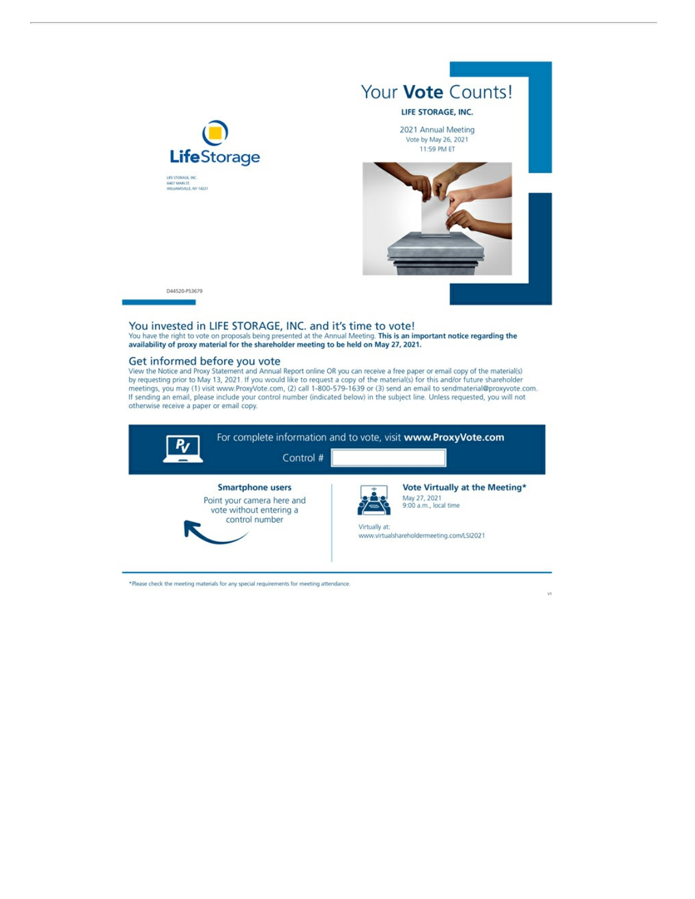LifeStorage

LIFE STORAGE, INC.
6467 MAIN ST.
WILLIAMSVILLE, NY 14221

D44520-P53679

# Your **Vote** Counts!

**LIFE STORAGE, INC.**

2021 Annual Meeting
Vote by May 26, 2021
11:59 PM ET

## You invested in LIFE STORAGE, INC. and it's time to vote!

You have the right to vote on proposals being presented at the Annual Meeting. **This is an important notice regarding the availability of proxy material for the shareholder meeting to be held on May 27, 2021.**

## Get informed before you vote

View the Notice and Proxy Statement and Annual Report online OR you can receive a free paper or email copy of the material(s) by requesting prior to May 13, 2021. If you would like to request a copy of the material(s) for this and/or future shareholder meetings, you may (1) visit www.ProxyVote.com, (2) call 1-800-579-1639 or (3) send an email to sendmaterial@proxyvote.com. If sending an email, please include your control number (indicated below) in the subject line. Unless requested, you will not otherwise receive a paper or email copy.

For complete information and to vote, visit **www.ProxyVote.com**

Control #

**Smartphone users**

Point your camera here and vote without entering a control number

**Vote Virtually at the Meeting***

May 27, 2021
9:00 a.m., local time

Virtually at:
www.virtualshareholdermeeting.com/LSI2021

*Please check the meeting materials for any special requirements for meeting attendance.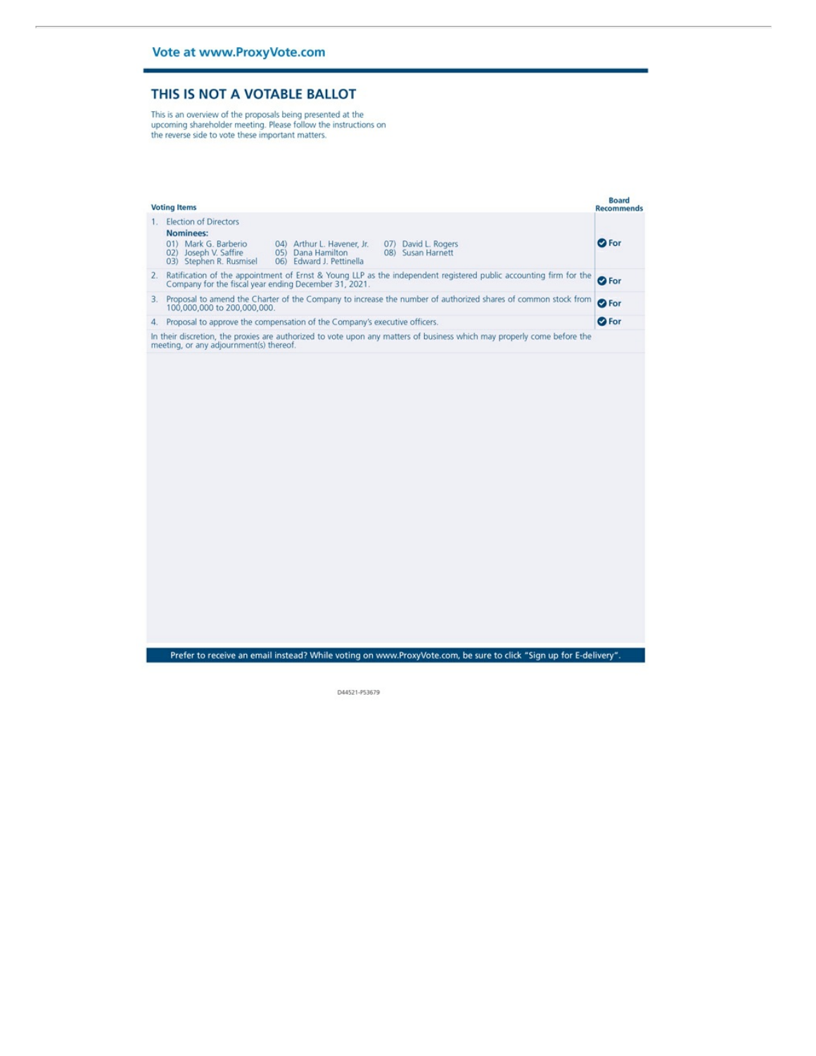## Vote at www.ProxyVote.com

# THIS IS NOT A VOTABLE BALLOT

This is an overview of the proposals being presented at the upcoming shareholder meeting. Please follow the instructions on the reverse side to vote these important matters.

| Voting Items | Board Recommends |
|---|---|
| 1. Election of Directors<br>**Nominees:**<br>01) Mark G. Barberio<br>02) Joseph V. Saffire<br>03) Stephen R. Rusmisel<br>04) Arthur L. Havener, Jr.<br>05) Dana Hamilton<br>06) Edward J. Pettinella<br>07) David L. Rogers<br>08) Susan Harnett | For |
| 2. Ratification of the appointment of Ernst & Young LLP as the independent registered public accounting firm for the Company for the fiscal year ending December 31, 2021. | For |
| 3. Proposal to amend the Charter of the Company to increase the number of authorized shares of common stock from 100,000,000 to 200,000,000. | For |
| 4. Proposal to approve the compensation of the Company's executive officers. | For |
| In their discretion, the proxies are authorized to vote upon any matters of business which may properly come before the meeting, or any adjournment(s) thereof. | |

Prefer to receive an email instead? While voting on www.ProxyVote.com, be sure to click "Sign up for E-delivery".

D44521-P53679